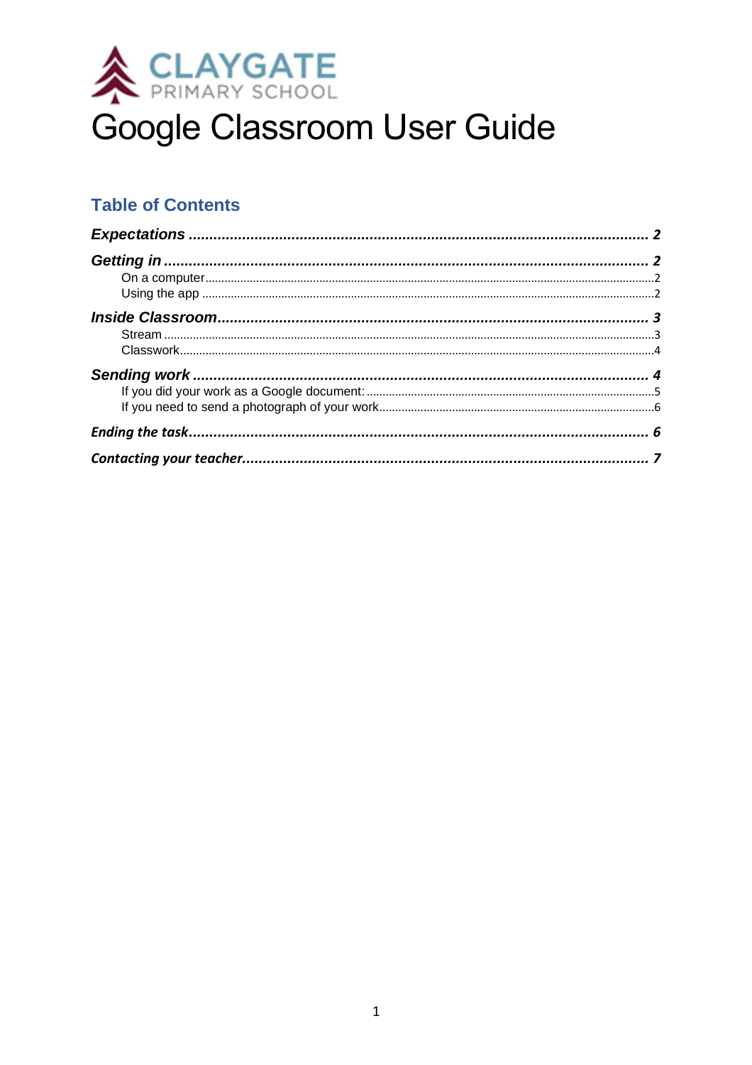CLAYGATE
PRIMARY SCHOOL

# Google Classroom User Guide

## Table of Contents

***Expectations*** ... ***2***

***Getting in*** ... ***2***

- On a computer ... 2
- Using the app ... 2

***Inside Classroom*** ... ***3***

- Stream ... 3
- Classwork ... 4

***Sending work*** ... ***4***

- If you did your work as a Google document: ... 5
- If you need to send a photograph of your work ... 6

***Ending the task*** ... ***6***

***Contacting your teacher*** ... ***7***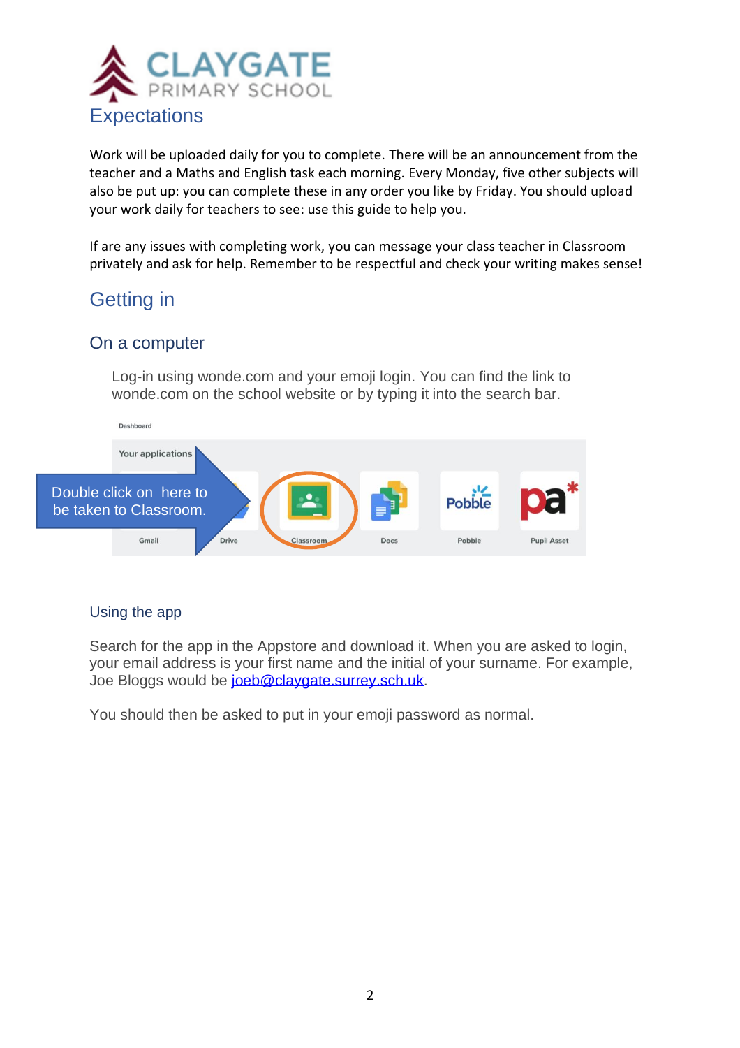# Expectations

Work will be uploaded daily for you to complete. There will be an announcement from the teacher and a Maths and English task each morning. Every Monday, five other subjects will also be put up: you can complete these in any order you like by Friday. You should upload your work daily for teachers to see: use this guide to help you.

If are any issues with completing work, you can message your class teacher in Classroom privately and ask for help. Remember to be respectful and check your writing makes sense!

# Getting in

## On a computer

Log-in using wonde.com and your emoji login. You can find the link to wonde.com on the school website or by typing it into the search bar.

Dashboard

Your applications

Double click on here to be taken to Classroom.

Gmail | Drive | Classroom | Docs | Pobble | Pupil Asset

### Using the app

Search for the app in the Appstore and download it. When you are asked to login, your email address is your first name and the initial of your surname. For example, Joe Bloggs would be joeb@claygate.surrey.sch.uk.

You should then be asked to put in your emoji password as normal.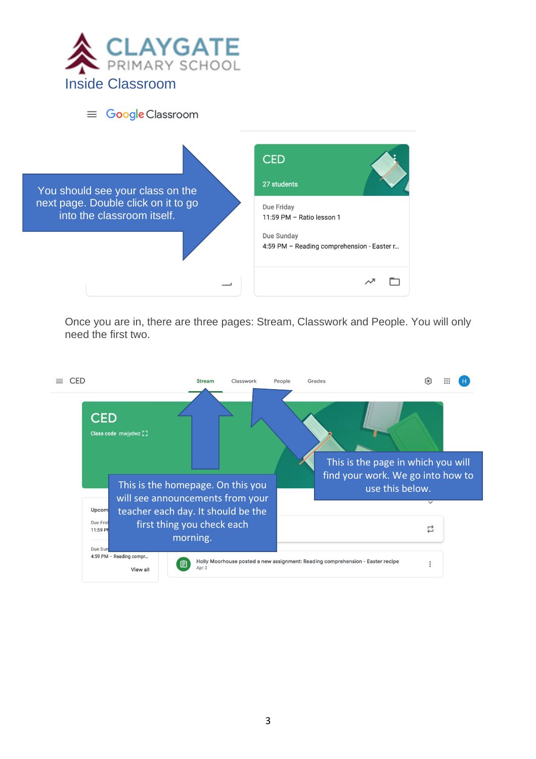# CLAYGATE PRIMARY SCHOOL

## Inside Classroom

Google Classroom

You should see your class on the next page. Double click on it to go into the classroom itself.

CED

27 students

Due Friday

11:59 PM – Ratio lesson 1

Due Sunday

4:59 PM – Reading comprehension - Easter r...

Once you are in, there are three pages: Stream, Classwork and People. You will only need the first two.

CED | Stream | Classwork | People | Grades

CED

Class code mwjydwz

This is the homepage. On this you will see announcements from your teacher each day. It should be the first thing you check each morning.

This is the page in which you will find your work. We go into how to use this below.

Upcom...

Due Frid...

11:59 PM...

Due Sun...

4:59 PM – Reading compr...

View all

Holly Moorhouse posted a new assignment: Reading comprehension - Easter recipe

Apr 3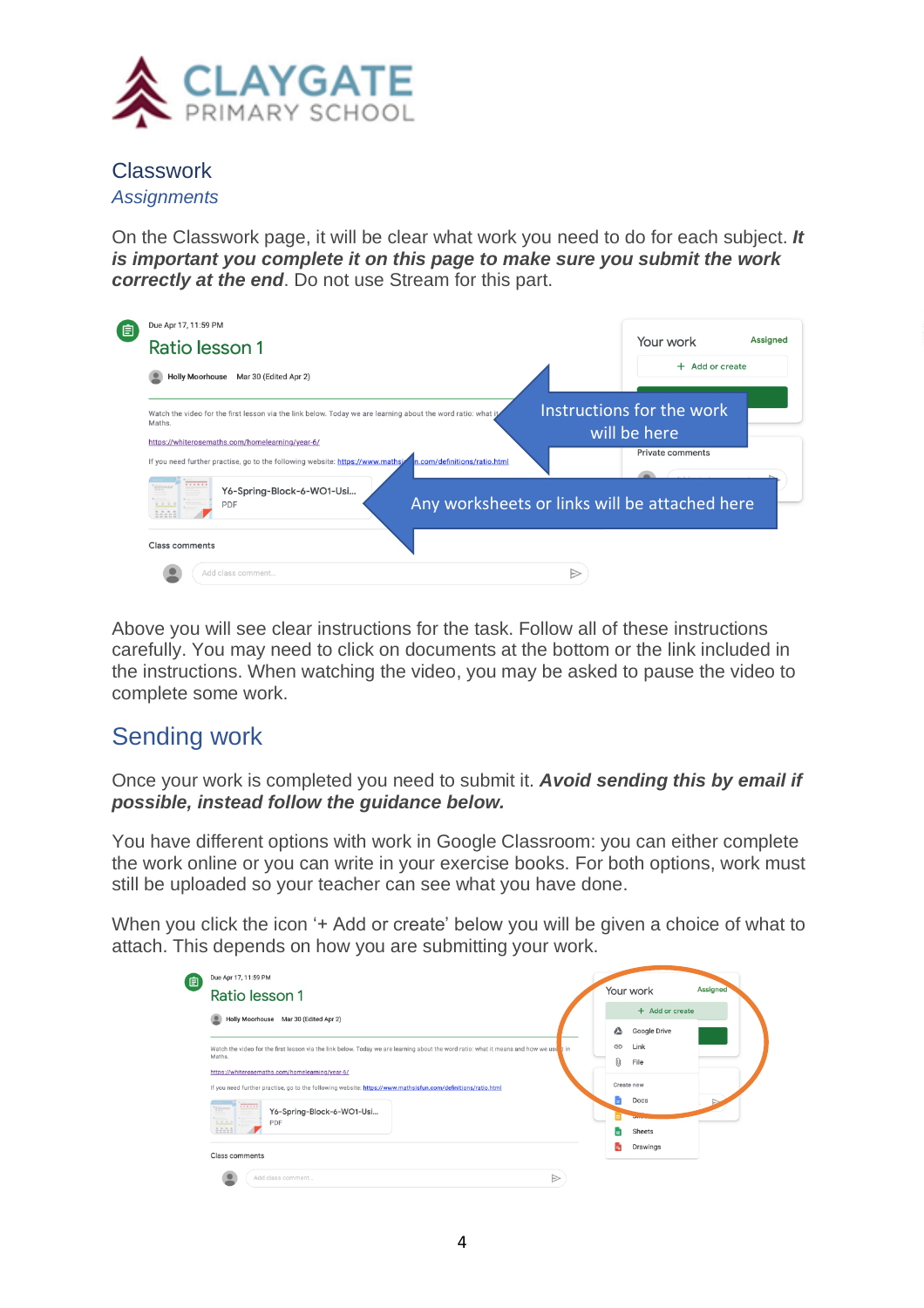## Classwork

*Assignments*

On the Classwork page, it will be clear what work you need to do for each subject. ***It is important you complete it on this page to make sure you submit the work correctly at the end***. Do not use Stream for this part.

Above you will see clear instructions for the task. Follow all of these instructions carefully. You may need to click on documents at the bottom or the link included in the instructions. When watching the video, you may be asked to pause the video to complete some work.

## Sending work

Once your work is completed you need to submit it. ***Avoid sending this by email if possible, instead follow the guidance below.***

You have different options with work in Google Classroom: you can either complete the work online or you can write in your exercise books. For both options, work must still be uploaded so your teacher can see what you have done.

When you click the icon '+ Add or create' below you will be given a choice of what to attach. This depends on how you are submitting your work.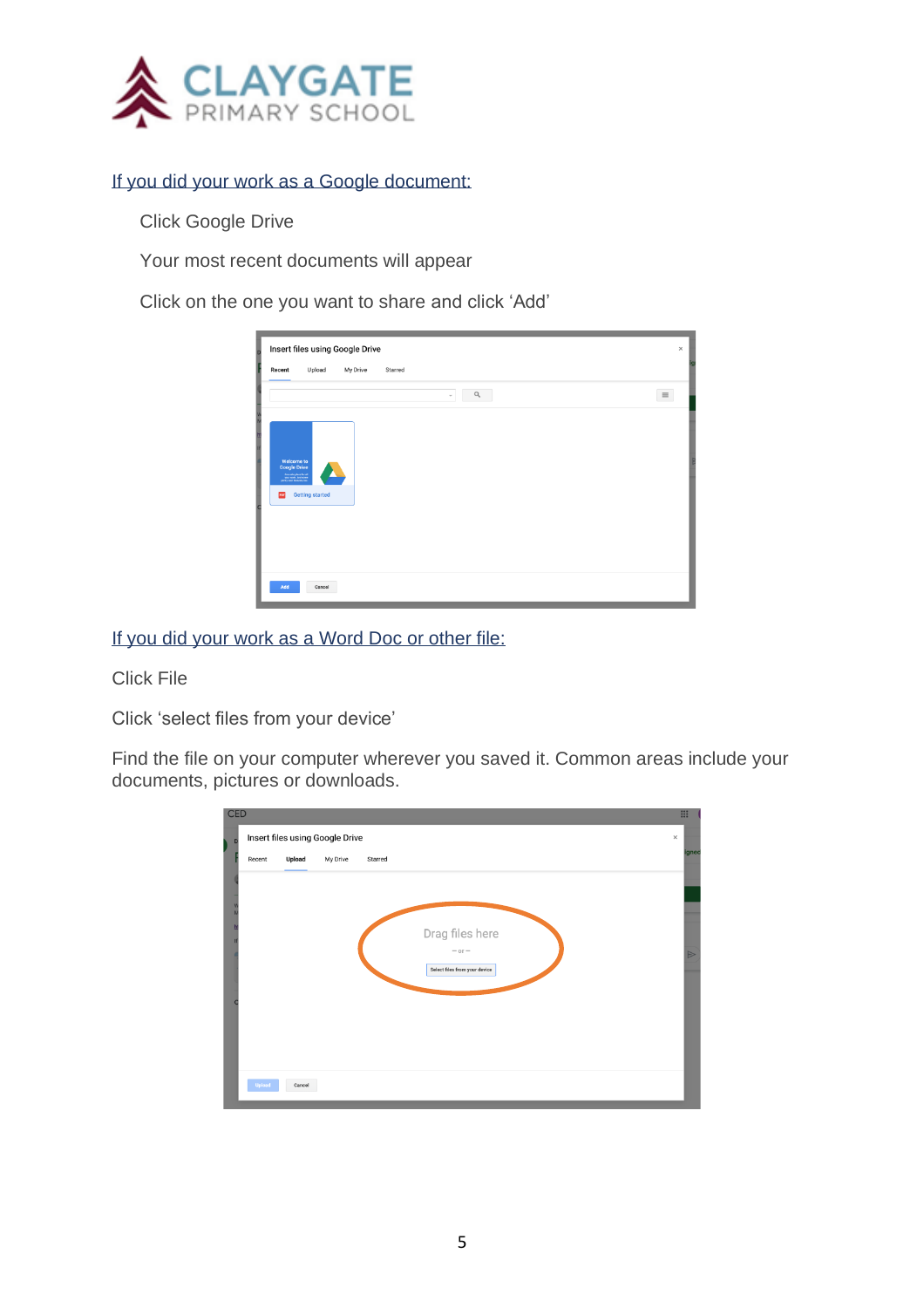If you did your work as a Google document:

Click Google Drive

Your most recent documents will appear

Click on the one you want to share and click 'Add'

If you did your work as a Word Doc or other file:

Click File

Click 'select files from your device'

Find the file on your computer wherever you saved it. Common areas include your documents, pictures or downloads.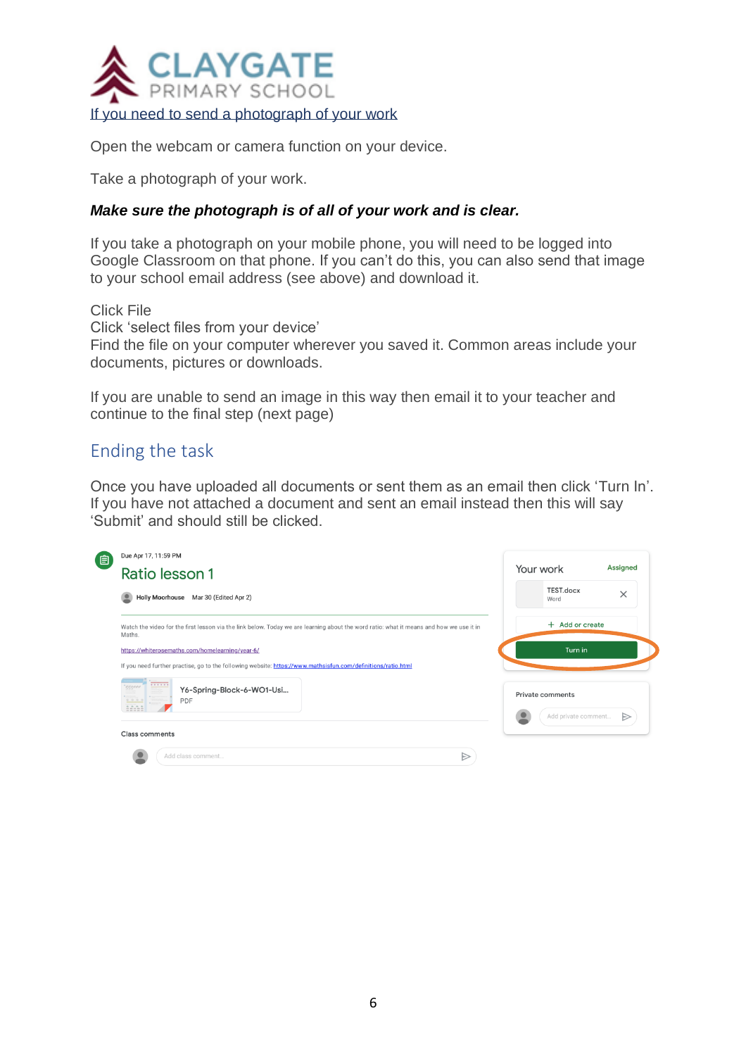# CLAYGATE PRIMARY SCHOOL

## If you need to send a photograph of your work

Open the webcam or camera function on your device.

Take a photograph of your work.

***Make sure the photograph is of all of your work and is clear.***

If you take a photograph on your mobile phone, you will need to be logged into Google Classroom on that phone. If you can't do this, you can also send that image to your school email address (see above) and download it.

Click File
Click 'select files from your device'
Find the file on your computer wherever you saved it. Common areas include your documents, pictures or downloads.

If you are unable to send an image in this way then email it to your teacher and continue to the final step (next page)

## Ending the task

Once you have uploaded all documents or sent them as an email then click 'Turn In'. If you have not attached a document and sent an email instead then this will say 'Submit' and should still be clicked.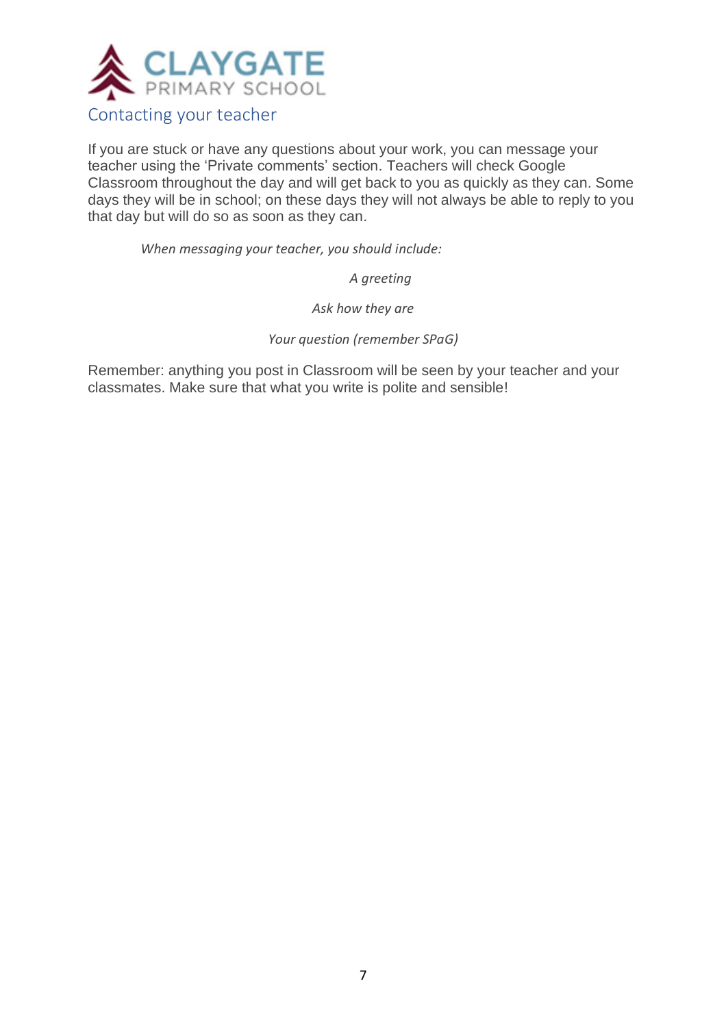CLAYGATE

PRIMARY SCHOOL

## Contacting your teacher

If you are stuck or have any questions about your work, you can message your teacher using the 'Private comments' section. Teachers will check Google Classroom throughout the day and will get back to you as quickly as they can. Some days they will be in school; on these days they will not always be able to reply to you that day but will do so as soon as they can.

*When messaging your teacher, you should include:*

*A greeting*

*Ask how they are*

*Your question (remember SPaG)*

Remember: anything you post in Classroom will be seen by your teacher and your classmates. Make sure that what you write is polite and sensible!